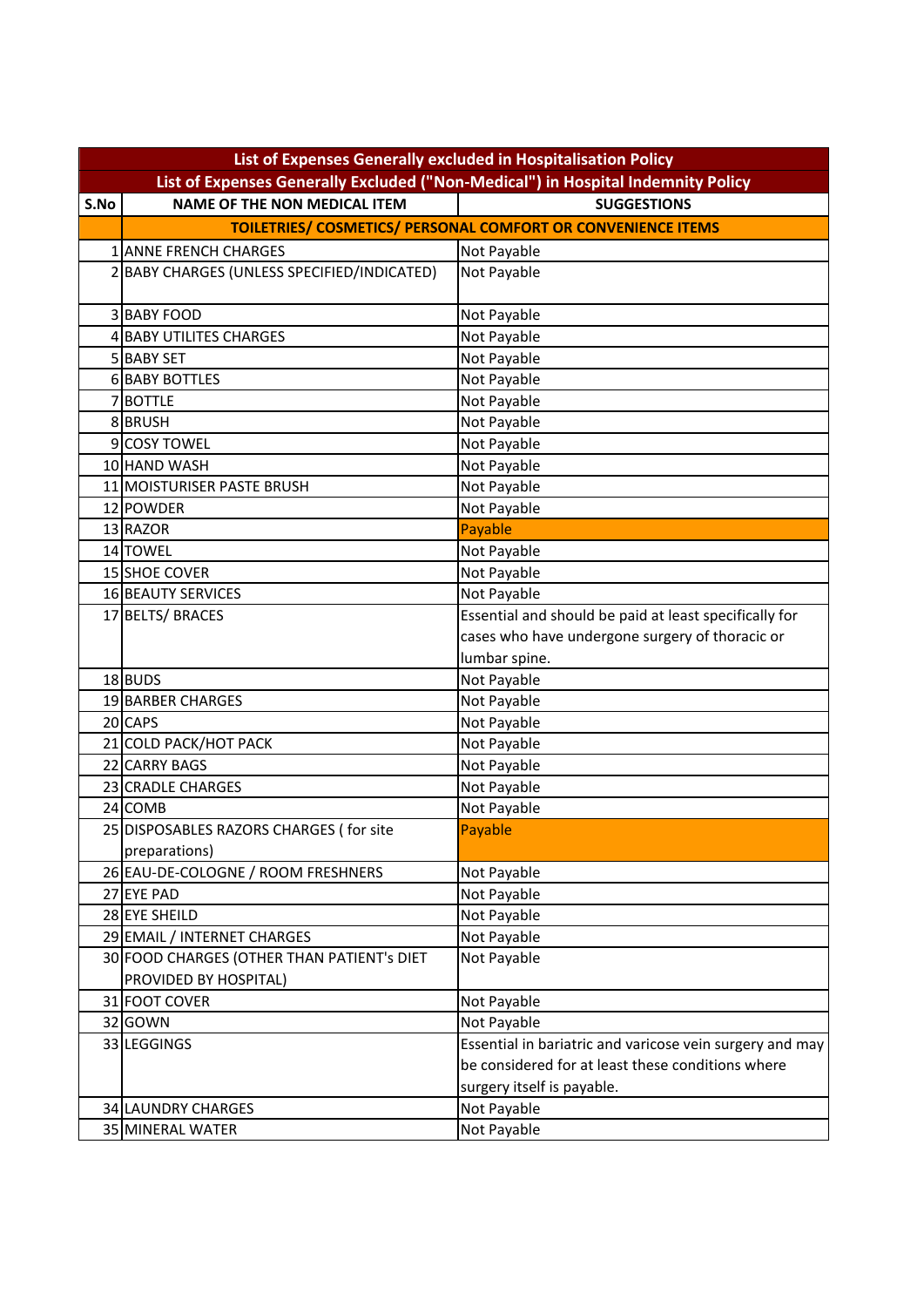| List of Expenses Generally excluded in Hospitalisation Policy | | |
|---|---|---|
| List of Expenses Generally Excluded ("Non-Medical") in Hospital Indemnity Policy | | |
| S.No | NAME OF THE NON MEDICAL ITEM | SUGGESTIONS |
| | TOILETRIES/ COSMETICS/ PERSONAL COMFORT OR CONVENIENCE ITEMS | |
| 1 | ANNE FRENCH CHARGES | Not Payable |
| 2 | BABY CHARGES (UNLESS SPECIFIED/INDICATED) | Not Payable |
| 3 | BABY FOOD | Not Payable |
| 4 | BABY UTILITES CHARGES | Not Payable |
| 5 | BABY SET | Not Payable |
| 6 | BABY BOTTLES | Not Payable |
| 7 | BOTTLE | Not Payable |
| 8 | BRUSH | Not Payable |
| 9 | COSY TOWEL | Not Payable |
| 10 | HAND WASH | Not Payable |
| 11 | MOISTURISER PASTE BRUSH | Not Payable |
| 12 | POWDER | Not Payable |
| 13 | RAZOR | Payable |
| 14 | TOWEL | Not Payable |
| 15 | SHOE COVER | Not Payable |
| 16 | BEAUTY SERVICES | Not Payable |
| 17 | BELTS/ BRACES | Essential and should be paid at least specifically for cases who have undergone surgery of thoracic or lumbar spine. |
| 18 | BUDS | Not Payable |
| 19 | BARBER CHARGES | Not Payable |
| 20 | CAPS | Not Payable |
| 21 | COLD PACK/HOT PACK | Not Payable |
| 22 | CARRY BAGS | Not Payable |
| 23 | CRADLE CHARGES | Not Payable |
| 24 | COMB | Not Payable |
| 25 | DISPOSABLES RAZORS CHARGES ( for site preparations) | Payable |
| 26 | EAU-DE-COLOGNE / ROOM FRESHNERS | Not Payable |
| 27 | EYE PAD | Not Payable |
| 28 | EYE SHEILD | Not Payable |
| 29 | EMAIL / INTERNET CHARGES | Not Payable |
| 30 | FOOD CHARGES (OTHER THAN PATIENT's DIET PROVIDED BY HOSPITAL) | Not Payable |
| 31 | FOOT COVER | Not Payable |
| 32 | GOWN | Not Payable |
| 33 | LEGGINGS | Essential in bariatric and varicose vein surgery and may be considered for at least these conditions where surgery itself is payable. |
| 34 | LAUNDRY CHARGES | Not Payable |
| 35 | MINERAL WATER | Not Payable |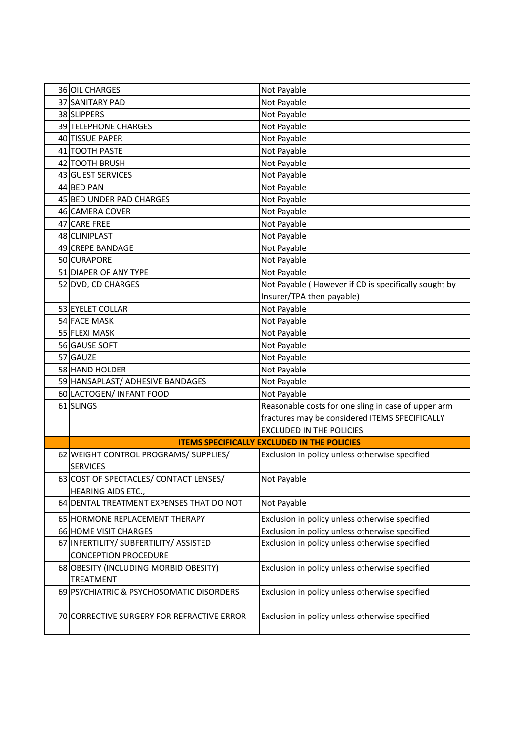| 36 | OIL CHARGES | Not Payable |
|---|---|---|
| 37 | SANITARY PAD | Not Payable |
| 38 | SLIPPERS | Not Payable |
| 39 | TELEPHONE CHARGES | Not Payable |
| 40 | TISSUE PAPER | Not Payable |
| 41 | TOOTH PASTE | Not Payable |
| 42 | TOOTH BRUSH | Not Payable |
| 43 | GUEST SERVICES | Not Payable |
| 44 | BED PAN | Not Payable |
| 45 | BED UNDER PAD CHARGES | Not Payable |
| 46 | CAMERA COVER | Not Payable |
| 47 | CARE FREE | Not Payable |
| 48 | CLINIPLAST | Not Payable |
| 49 | CREPE BANDAGE | Not Payable |
| 50 | CURAPORE | Not Payable |
| 51 | DIAPER OF ANY TYPE | Not Payable |
| 52 | DVD, CD CHARGES | Not Payable ( However if CD is specifically sought by Insurer/TPA then payable) |
| 53 | EYELET COLLAR | Not Payable |
| 54 | FACE MASK | Not Payable |
| 55 | FLEXI MASK | Not Payable |
| 56 | GAUSE SOFT | Not Payable |
| 57 | GAUZE | Not Payable |
| 58 | HAND HOLDER | Not Payable |
| 59 | HANSAPLAST/ ADHESIVE BANDAGES | Not Payable |
| 60 | LACTOGEN/ INFANT FOOD | Not Payable |
| 61 | SLINGS | Reasonable costs for one sling in case of upper arm fractures may be considered ITEMS SPECIFICALLY EXCLUDED IN THE POLICIES |
| | **ITEMS SPECIFICALLY EXCLUDED IN THE POLICIES** | |
| 62 | WEIGHT CONTROL PROGRAMS/ SUPPLIES/ SERVICES | Exclusion in policy unless otherwise specified |
| 63 | COST OF SPECTACLES/ CONTACT LENSES/ HEARING AIDS ETC., | Not Payable |
| 64 | DENTAL TREATMENT EXPENSES THAT DO NOT | Not Payable |
| 65 | HORMONE REPLACEMENT THERAPY | Exclusion in policy unless otherwise specified |
| 66 | HOME VISIT CHARGES | Exclusion in policy unless otherwise specified |
| 67 | INFERTILITY/ SUBFERTILITY/ ASSISTED CONCEPTION PROCEDURE | Exclusion in policy unless otherwise specified |
| 68 | OBESITY (INCLUDING MORBID OBESITY) TREATMENT | Exclusion in policy unless otherwise specified |
| 69 | PSYCHIATRIC & PSYCHOSOMATIC DISORDERS | Exclusion in policy unless otherwise specified |
| 70 | CORRECTIVE SURGERY FOR REFRACTIVE ERROR | Exclusion in policy unless otherwise specified |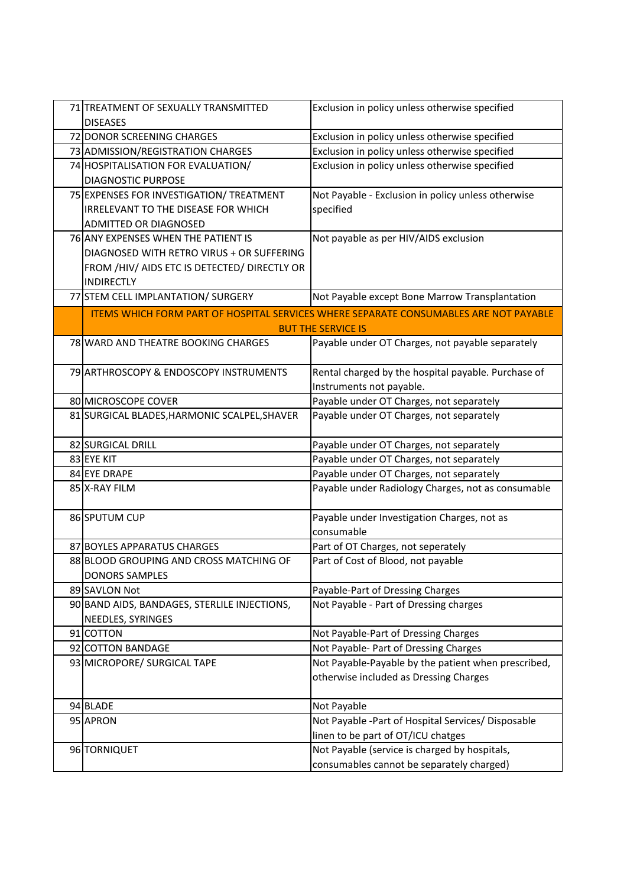| | | |
|---|---|---|
| 71 | TREATMENT OF SEXUALLY TRANSMITTED DISEASES | Exclusion in policy unless otherwise specified |
| 72 | DONOR SCREENING CHARGES | Exclusion in policy unless otherwise specified |
| 73 | ADMISSION/REGISTRATION CHARGES | Exclusion in policy unless otherwise specified |
| 74 | HOSPITALISATION FOR EVALUATION/ DIAGNOSTIC PURPOSE | Exclusion in policy unless otherwise specified |
| 75 | EXPENSES FOR INVESTIGATION/ TREATMENT IRRELEVANT TO THE DISEASE FOR WHICH ADMITTED OR DIAGNOSED | Not Payable - Exclusion in policy unless otherwise specified |
| 76 | ANY EXPENSES WHEN THE PATIENT IS DIAGNOSED WITH RETRO VIRUS + OR SUFFERING FROM /HIV/ AIDS ETC IS DETECTED/ DIRECTLY OR INDIRECTLY | Not payable as per HIV/AIDS exclusion |
| 77 | STEM CELL IMPLANTATION/ SURGERY | Not Payable except Bone Marrow Transplantation |
| | **ITEMS WHICH FORM PART OF HOSPITAL SERVICES WHERE SEPARATE CONSUMABLES ARE NOT PAYABLE BUT THE SERVICE IS** | |
| 78 | WARD AND THEATRE BOOKING CHARGES | Payable under OT Charges, not payable separately |
| 79 | ARTHROSCOPY & ENDOSCOPY INSTRUMENTS | Rental charged by the hospital payable. Purchase of Instruments not payable. |
| 80 | MICROSCOPE COVER | Payable under OT Charges, not separately |
| 81 | SURGICAL BLADES,HARMONIC SCALPEL,SHAVER | Payable under OT Charges, not separately |
| 82 | SURGICAL DRILL | Payable under OT Charges, not separately |
| 83 | EYE KIT | Payable under OT Charges, not separately |
| 84 | EYE DRAPE | Payable under OT Charges, not separately |
| 85 | X-RAY FILM | Payable under Radiology Charges, not as consumable |
| 86 | SPUTUM CUP | Payable under Investigation Charges, not as consumable |
| 87 | BOYLES APPARATUS CHARGES | Part of OT Charges, not seperately |
| 88 | BLOOD GROUPING AND CROSS MATCHING OF DONORS SAMPLES | Part of Cost of Blood, not payable |
| 89 | SAVLON Not | Payable-Part of Dressing Charges |
| 90 | BAND AIDS, BANDAGES, STERLILE INJECTIONS, NEEDLES, SYRINGES | Not Payable - Part of Dressing charges |
| 91 | COTTON | Not Payable-Part of Dressing Charges |
| 92 | COTTON BANDAGE | Not Payable- Part of Dressing Charges |
| 93 | MICROPORE/ SURGICAL TAPE | Not Payable-Payable by the patient when prescribed, otherwise included as Dressing Charges |
| 94 | BLADE | Not Payable |
| 95 | APRON | Not Payable -Part of Hospital Services/ Disposable linen to be part of OT/ICU chatges |
| 96 | TORNIQUET | Not Payable (service is charged by hospitals, consumables cannot be separately charged) |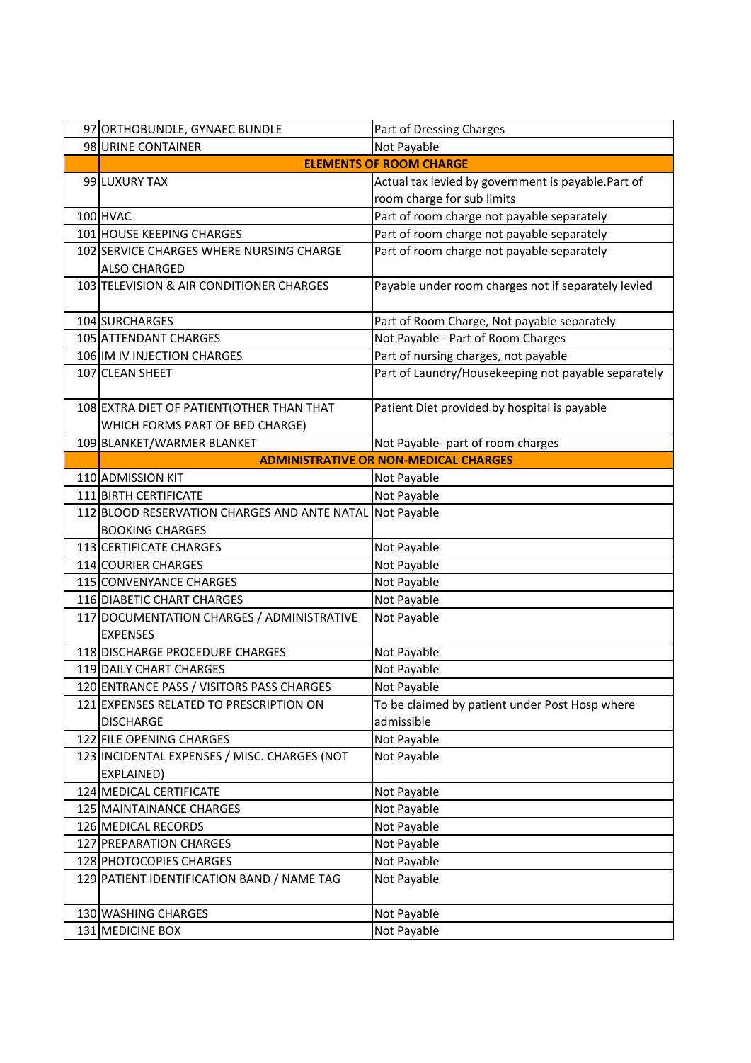| | | |
|---|---|---|
| 97 | ORTHOBUNDLE, GYNAEC BUNDLE | Part of Dressing Charges |
| 98 | URINE CONTAINER | Not Payable |
| | **ELEMENTS OF ROOM CHARGE** | |
| 99 | LUXURY TAX | Actual tax levied by government is payable.Part of room charge for sub limits |
| 100 | HVAC | Part of room charge not payable separately |
| 101 | HOUSE KEEPING CHARGES | Part of room charge not payable separately |
| 102 | SERVICE CHARGES WHERE NURSING CHARGE ALSO CHARGED | Part of room charge not payable separately |
| 103 | TELEVISION & AIR CONDITIONER CHARGES | Payable under room charges not if separately levied |
| 104 | SURCHARGES | Part of Room Charge, Not payable separately |
| 105 | ATTENDANT CHARGES | Not Payable - Part of Room Charges |
| 106 | IM IV INJECTION CHARGES | Part of nursing charges, not payable |
| 107 | CLEAN SHEET | Part of Laundry/Housekeeping not payable separately |
| 108 | EXTRA DIET OF PATIENT(OTHER THAN THAT WHICH FORMS PART OF BED CHARGE) | Patient Diet provided by hospital is payable |
| 109 | BLANKET/WARMER BLANKET | Not Payable- part of room charges |
| | **ADMINISTRATIVE OR NON-MEDICAL CHARGES** | |
| 110 | ADMISSION KIT | Not Payable |
| 111 | BIRTH CERTIFICATE | Not Payable |
| 112 | BLOOD RESERVATION CHARGES AND ANTE NATAL BOOKING CHARGES | Not Payable |
| 113 | CERTIFICATE CHARGES | Not Payable |
| 114 | COURIER CHARGES | Not Payable |
| 115 | CONVENYANCE CHARGES | Not Payable |
| 116 | DIABETIC CHART CHARGES | Not Payable |
| 117 | DOCUMENTATION CHARGES / ADMINISTRATIVE EXPENSES | Not Payable |
| 118 | DISCHARGE PROCEDURE CHARGES | Not Payable |
| 119 | DAILY CHART CHARGES | Not Payable |
| 120 | ENTRANCE PASS / VISITORS PASS CHARGES | Not Payable |
| 121 | EXPENSES RELATED TO PRESCRIPTION ON DISCHARGE | To be claimed by patient under Post Hosp where admissible |
| 122 | FILE OPENING CHARGES | Not Payable |
| 123 | INCIDENTAL EXPENSES / MISC. CHARGES (NOT EXPLAINED) | Not Payable |
| 124 | MEDICAL CERTIFICATE | Not Payable |
| 125 | MAINTAINANCE CHARGES | Not Payable |
| 126 | MEDICAL RECORDS | Not Payable |
| 127 | PREPARATION CHARGES | Not Payable |
| 128 | PHOTOCOPIES CHARGES | Not Payable |
| 129 | PATIENT IDENTIFICATION BAND / NAME TAG | Not Payable |
| 130 | WASHING CHARGES | Not Payable |
| 131 | MEDICINE BOX | Not Payable |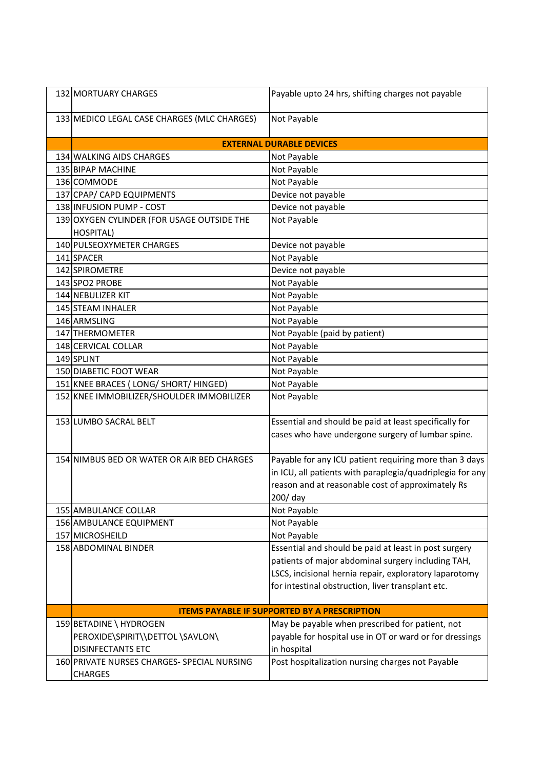| | | |
|---|---|---|
| 132 | MORTUARY CHARGES | Payable upto 24 hrs, shifting charges not payable |
| 133 | MEDICO LEGAL CASE CHARGES (MLC CHARGES) | Not Payable |
| | **EXTERNAL DURABLE DEVICES** | |
| 134 | WALKING AIDS CHARGES | Not Payable |
| 135 | BIPAP MACHINE | Not Payable |
| 136 | COMMODE | Not Payable |
| 137 | CPAP/ CAPD EQUIPMENTS | Device not payable |
| 138 | INFUSION PUMP - COST | Device not payable |
| 139 | OXYGEN CYLINDER (FOR USAGE OUTSIDE THE HOSPITAL) | Not Payable |
| 140 | PULSEOXYMETER CHARGES | Device not payable |
| 141 | SPACER | Not Payable |
| 142 | SPIROMETRE | Device not payable |
| 143 | SPO2 PROBE | Not Payable |
| 144 | NEBULIZER KIT | Not Payable |
| 145 | STEAM INHALER | Not Payable |
| 146 | ARMSLING | Not Payable |
| 147 | THERMOMETER | Not Payable (paid by patient) |
| 148 | CERVICAL COLLAR | Not Payable |
| 149 | SPLINT | Not Payable |
| 150 | DIABETIC FOOT WEAR | Not Payable |
| 151 | KNEE BRACES ( LONG/ SHORT/ HINGED) | Not Payable |
| 152 | KNEE IMMOBILIZER/SHOULDER IMMOBILIZER | Not Payable |
| 153 | LUMBO SACRAL BELT | Essential and should be paid at least specifically for cases who have undergone surgery of lumbar spine. |
| 154 | NIMBUS BED OR WATER OR AIR BED CHARGES | Payable for any ICU patient requiring more than 3 days in ICU, all patients with paraplegia/quadriplegia for any reason and at reasonable cost of approximately Rs 200/ day |
| 155 | AMBULANCE COLLAR | Not Payable |
| 156 | AMBULANCE EQUIPMENT | Not Payable |
| 157 | MICROSHEILD | Not Payable |
| 158 | ABDOMINAL BINDER | Essential and should be paid at least in post surgery patients of major abdominal surgery including TAH, LSCS, incisional hernia repair, exploratory laparotomy for intestinal obstruction, liver transplant etc. |
| | **ITEMS PAYABLE IF SUPPORTED BY A PRESCRIPTION** | |
| 159 | BETADINE \ HYDROGEN PEROXIDE\SPIRIT\\DETTOL \SAVLON\ DISINFECTANTS ETC | May be payable when prescribed for patient, not payable for hospital use in OT or ward or for dressings in hospital |
| 160 | PRIVATE NURSES CHARGES- SPECIAL NURSING CHARGES | Post hospitalization nursing charges not Payable |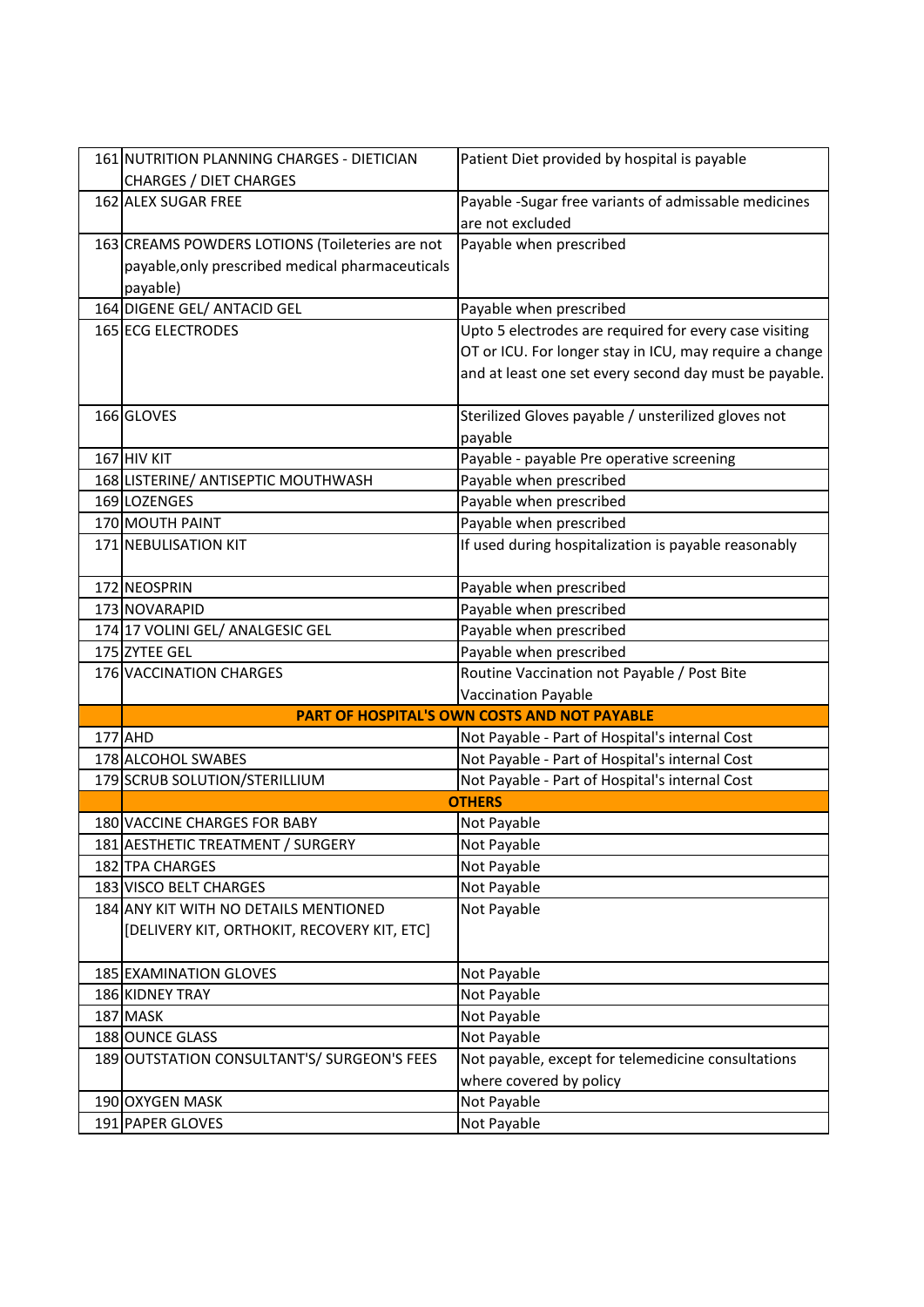| | | |
|---|---|---|
| 161 | NUTRITION PLANNING CHARGES - DIETICIAN CHARGES / DIET CHARGES | Patient Diet provided by hospital is payable |
| 162 | ALEX SUGAR FREE | Payable -Sugar free variants of admissable medicines are not excluded |
| 163 | CREAMS POWDERS LOTIONS (Toileteries are not payable,only prescribed medical pharmaceuticals payable) | Payable when prescribed |
| 164 | DIGENE GEL/ ANTACID GEL | Payable when prescribed |
| 165 | ECG ELECTRODES | Upto 5 electrodes are required for every case visiting OT or ICU. For longer stay in ICU, may require a change and at least one set every second day must be payable. |
| 166 | GLOVES | Sterilized Gloves payable / unsterilized gloves not payable |
| 167 | HIV KIT | Payable - payable Pre operative screening |
| 168 | LISTERINE/ ANTISEPTIC MOUTHWASH | Payable when prescribed |
| 169 | LOZENGES | Payable when prescribed |
| 170 | MOUTH PAINT | Payable when prescribed |
| 171 | NEBULISATION KIT | If used during hospitalization is payable reasonably |
| 172 | NEOSPRIN | Payable when prescribed |
| 173 | NOVARAPID | Payable when prescribed |
| 174 | 17 VOLINI GEL/ ANALGESIC GEL | Payable when prescribed |
| 175 | ZYTEE GEL | Payable when prescribed |
| 176 | VACCINATION CHARGES | Routine Vaccination not Payable / Post Bite Vaccination Payable |
| | **PART OF HOSPITAL'S OWN COSTS AND NOT PAYABLE** | |
| 177 | AHD | Not Payable - Part of Hospital's internal Cost |
| 178 | ALCOHOL SWABES | Not Payable - Part of Hospital's internal Cost |
| 179 | SCRUB SOLUTION/STERILLIUM | Not Payable - Part of Hospital's internal Cost |
| | **OTHERS** | |
| 180 | VACCINE CHARGES FOR BABY | Not Payable |
| 181 | AESTHETIC TREATMENT / SURGERY | Not Payable |
| 182 | TPA CHARGES | Not Payable |
| 183 | VISCO BELT CHARGES | Not Payable |
| 184 | ANY KIT WITH NO DETAILS MENTIONED [DELIVERY KIT, ORTHOKIT, RECOVERY KIT, ETC] | Not Payable |
| 185 | EXAMINATION GLOVES | Not Payable |
| 186 | KIDNEY TRAY | Not Payable |
| 187 | MASK | Not Payable |
| 188 | OUNCE GLASS | Not Payable |
| 189 | OUTSTATION CONSULTANT'S/ SURGEON'S FEES | Not payable, except for telemedicine consultations where covered by policy |
| 190 | OXYGEN MASK | Not Payable |
| 191 | PAPER GLOVES | Not Payable |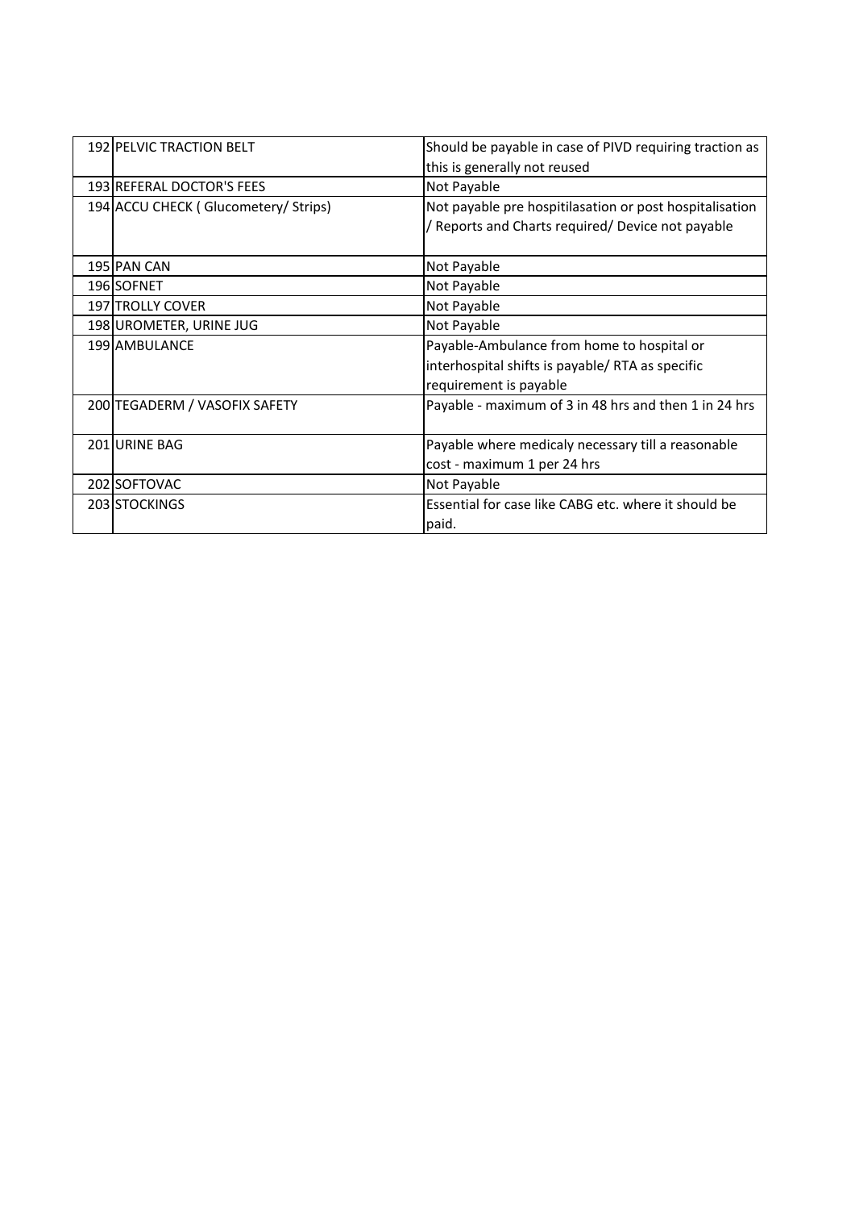| | | |
|---|---|---|
| 192 | PELVIC TRACTION BELT | Should be payable in case of PIVD requiring traction as this is generally not reused |
| 193 | REFERAL DOCTOR'S FEES | Not Payable |
| 194 | ACCU CHECK ( Glucometery/ Strips) | Not payable pre hospitilasation or post hospitalisation / Reports and Charts required/ Device not payable |
| 195 | PAN CAN | Not Payable |
| 196 | SOFNET | Not Payable |
| 197 | TROLLY COVER | Not Payable |
| 198 | UROMETER, URINE JUG | Not Payable |
| 199 | AMBULANCE | Payable-Ambulance from home to hospital or interhospital shifts is payable/ RTA as specific requirement is payable |
| 200 | TEGADERM / VASOFIX SAFETY | Payable - maximum of 3 in 48 hrs and then 1 in 24 hrs |
| 201 | URINE BAG | Payable where medicaly necessary till a reasonable cost - maximum 1 per 24 hrs |
| 202 | SOFTOVAC | Not Payable |
| 203 | STOCKINGS | Essential for case like CABG etc. where it should be paid. |